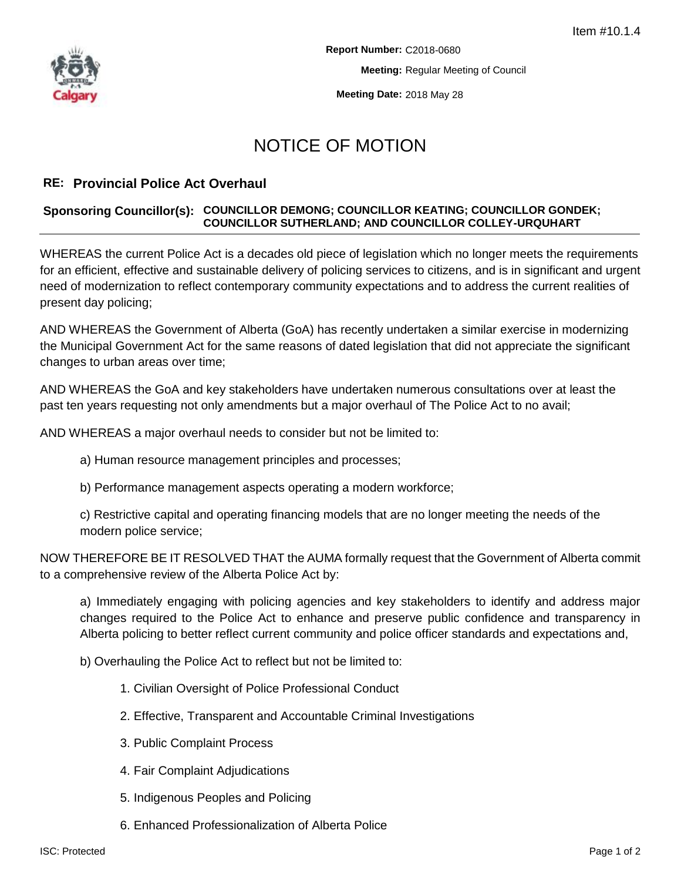Item #10.1.4

**Report Number:** C2018-0680

**Meeting:** Regular Meeting of Council

**Meeting Date:** 2018 May 28

# NOTICE OF MOTION

## RE: Provincial Police Act Overhaul

**Sponsoring Councillor(s): COUNCILLOR DEMONG; COUNCILLOR KEATING; COUNCILLOR GONDEK; COUNCILLOR SUTHERLAND; AND COUNCILLOR COLLEY-URQUHART**

---

WHEREAS the current Police Act is a decades old piece of legislation which no longer meets the requirements for an efficient, effective and sustainable delivery of policing services to citizens, and is in significant and urgent need of modernization to reflect contemporary community expectations and to address the current realities of present day policing;

AND WHEREAS the Government of Alberta (GoA) has recently undertaken a similar exercise in modernizing the Municipal Government Act for the same reasons of dated legislation that did not appreciate the significant changes to urban areas over time;

AND WHEREAS the GoA and key stakeholders have undertaken numerous consultations over at least the past ten years requesting not only amendments but a major overhaul of The Police Act to no avail;

AND WHEREAS a major overhaul needs to consider but not be limited to:

a) Human resource management principles and processes;

b) Performance management aspects operating a modern workforce;

c) Restrictive capital and operating financing models that are no longer meeting the needs of the modern police service;

NOW THEREFORE BE IT RESOLVED THAT the AUMA formally request that the Government of Alberta commit to a comprehensive review of the Alberta Police Act by:

a) Immediately engaging with policing agencies and key stakeholders to identify and address major changes required to the Police Act to enhance and preserve public confidence and transparency in Alberta policing to better reflect current community and police officer standards and expectations and,

b) Overhauling the Police Act to reflect but not be limited to:

1. Civilian Oversight of Police Professional Conduct
2. Effective, Transparent and Accountable Criminal Investigations
3. Public Complaint Process
4. Fair Complaint Adjudications
5. Indigenous Peoples and Policing
6. Enhanced Professionalization of Alberta Police

ISC: Protected